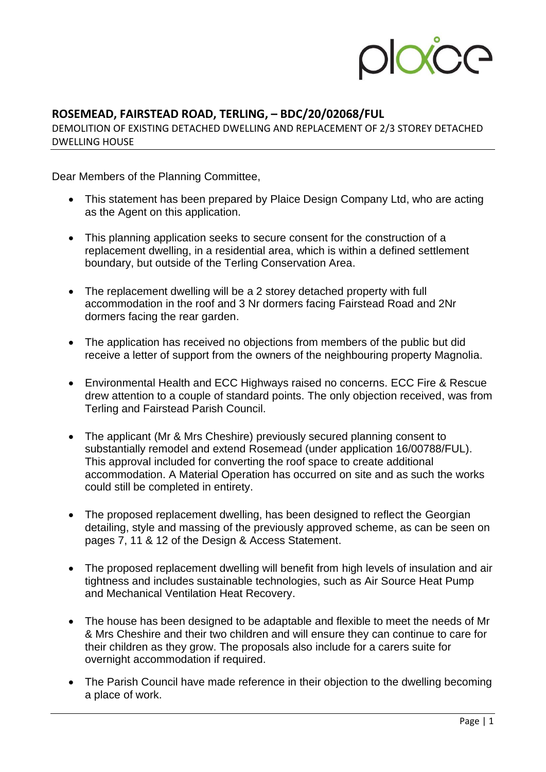## ROSEMEAD, FAIRSTEAD ROAD, TERLING, – BDC/20/02068/FUL

DEMOLITION OF EXISTING DETACHED DWELLING AND REPLACEMENT OF 2/3 STOREY DETACHED DWELLING HOUSE

Dear Members of the Planning Committee,

- This statement has been prepared by Plaice Design Company Ltd, who are acting as the Agent on this application.
- This planning application seeks to secure consent for the construction of a replacement dwelling, in a residential area, which is within a defined settlement boundary, but outside of the Terling Conservation Area.
- The replacement dwelling will be a 2 storey detached property with full accommodation in the roof and 3 Nr dormers facing Fairstead Road and 2Nr dormers facing the rear garden.
- The application has received no objections from members of the public but did receive a letter of support from the owners of the neighbouring property Magnolia.
- Environmental Health and ECC Highways raised no concerns. ECC Fire & Rescue drew attention to a couple of standard points. The only objection received, was from Terling and Fairstead Parish Council.
- The applicant (Mr & Mrs Cheshire) previously secured planning consent to substantially remodel and extend Rosemead (under application 16/00788/FUL). This approval included for converting the roof space to create additional accommodation. A Material Operation has occurred on site and as such the works could still be completed in entirety.
- The proposed replacement dwelling, has been designed to reflect the Georgian detailing, style and massing of the previously approved scheme, as can be seen on pages 7, 11 & 12 of the Design & Access Statement.
- The proposed replacement dwelling will benefit from high levels of insulation and air tightness and includes sustainable technologies, such as Air Source Heat Pump and Mechanical Ventilation Heat Recovery.
- The house has been designed to be adaptable and flexible to meet the needs of Mr & Mrs Cheshire and their two children and will ensure they can continue to care for their children as they grow. The proposals also include for a carers suite for overnight accommodation if required.
- The Parish Council have made reference in their objection to the dwelling becoming a place of work.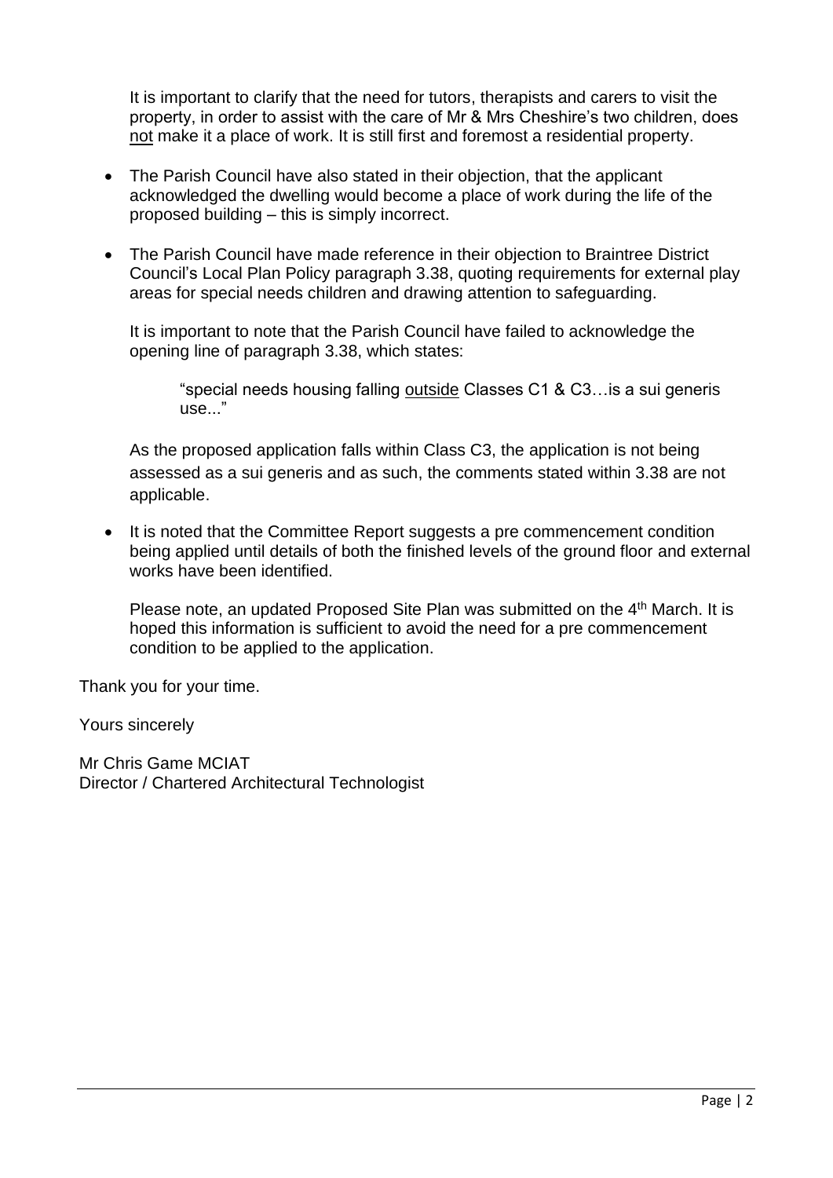It is important to clarify that the need for tutors, therapists and carers to visit the property, in order to assist with the care of Mr & Mrs Cheshire's two children, does not make it a place of work. It is still first and foremost a residential property.

- The Parish Council have also stated in their objection, that the applicant acknowledged the dwelling would become a place of work during the life of the proposed building – this is simply incorrect.

- The Parish Council have made reference in their objection to Braintree District Council's Local Plan Policy paragraph 3.38, quoting requirements for external play areas for special needs children and drawing attention to safeguarding.

  It is important to note that the Parish Council have failed to acknowledge the opening line of paragraph 3.38, which states:

  > "special needs housing falling outside Classes C1 & C3…is a sui generis use..."

  As the proposed application falls within Class C3, the application is not being assessed as a sui generis and as such, the comments stated within 3.38 are not applicable.

- It is noted that the Committee Report suggests a pre commencement condition being applied until details of both the finished levels of the ground floor and external works have been identified.

  Please note, an updated Proposed Site Plan was submitted on the 4th March. It is hoped this information is sufficient to avoid the need for a pre commencement condition to be applied to the application.

Thank you for your time.

Yours sincerely

Mr Chris Game MCIAT
Director / Chartered Architectural Technologist